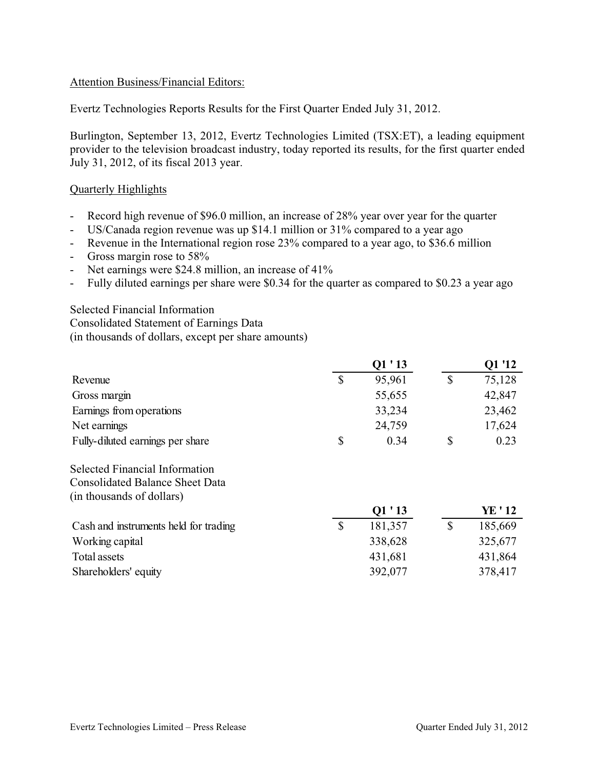Attention Business/Financial Editors:

Evertz Technologies Reports Results for the First Quarter Ended July 31, 2012.

Burlington, September 13, 2012, Evertz Technologies Limited (TSX:ET), a leading equipment provider to the television broadcast industry, today reported its results, for the first quarter ended July 31, 2012, of its fiscal 2013 year.

Quarterly Highlights

- Record high revenue of $96.0 million, an increase of 28% year over year for the quarter
- US/Canada region revenue was up $14.1 million or 31% compared to a year ago
- Revenue in the International region rose 23% compared to a year ago, to $36.6 million
- Gross margin rose to 58%
- Net earnings were $24.8 million, an increase of 41%
- Fully diluted earnings per share were $0.34 for the quarter as compared to $0.23 a year ago

Selected Financial Information
Consolidated Statement of Earnings Data
(in thousands of dollars, except per share amounts)

| | Q1 ' 13 | Q1 '12 |
|---|---|---|
| Revenue | $ 95,961 | $ 75,128 |
| Gross margin | 55,655 | 42,847 |
| Earnings from operations | 33,234 | 23,462 |
| Net earnings | 24,759 | 17,624 |
| Fully-diluted earnings per share | $ 0.34 | $ 0.23 |

Selected Financial Information
Consolidated Balance Sheet Data
(in thousands of dollars)

| | Q1 ' 13 | YE ' 12 |
|---|---|---|
| Cash and instruments held for trading | $ 181,357 | $ 185,669 |
| Working capital | 338,628 | 325,677 |
| Total assets | 431,681 | 431,864 |
| Shareholders' equity | 392,077 | 378,417 |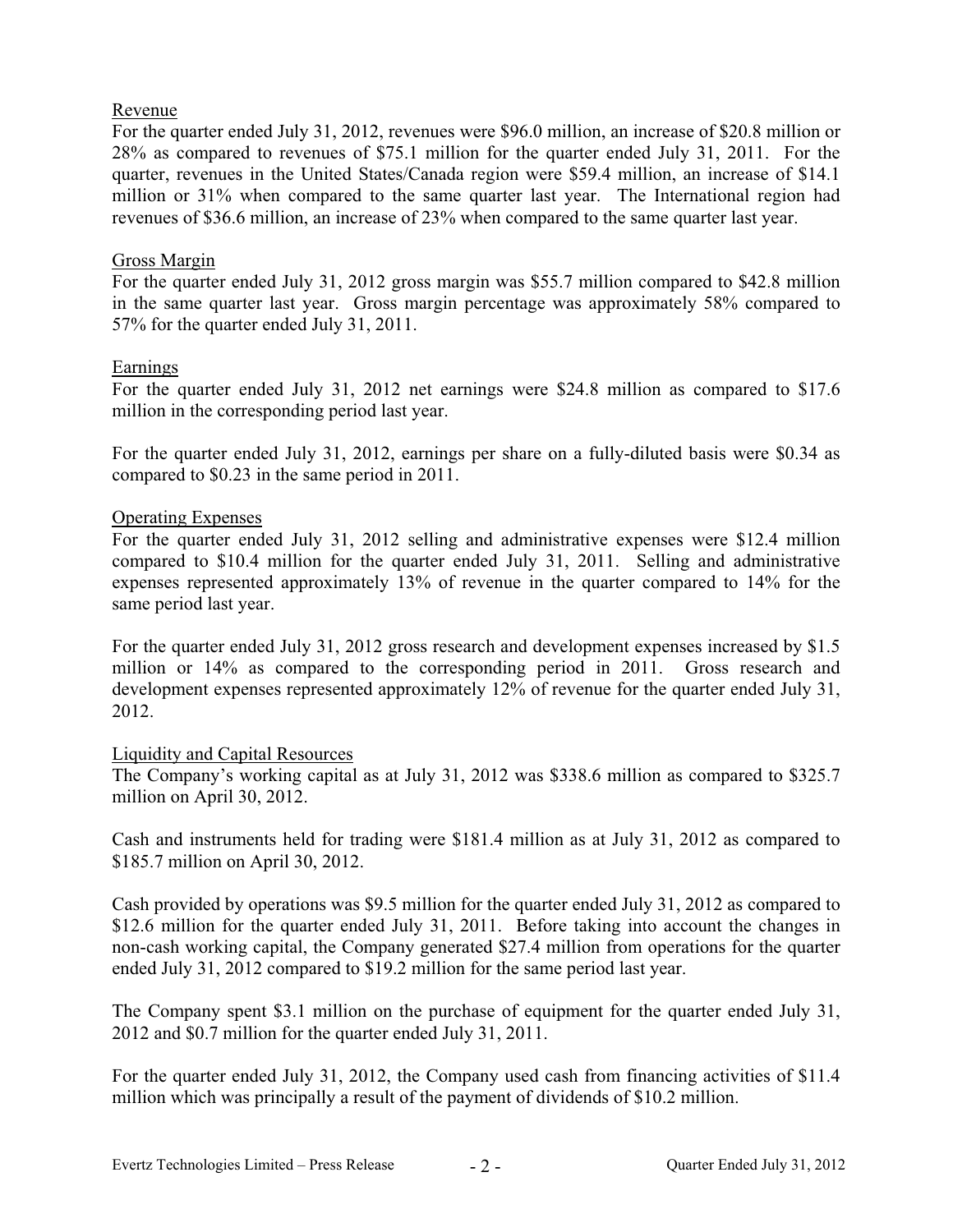## Revenue

For the quarter ended July 31, 2012, revenues were $96.0 million, an increase of $20.8 million or 28% as compared to revenues of $75.1 million for the quarter ended July 31, 2011. For the quarter, revenues in the United States/Canada region were $59.4 million, an increase of $14.1 million or 31% when compared to the same quarter last year. The International region had revenues of $36.6 million, an increase of 23% when compared to the same quarter last year.

## Gross Margin

For the quarter ended July 31, 2012 gross margin was $55.7 million compared to $42.8 million in the same quarter last year. Gross margin percentage was approximately 58% compared to 57% for the quarter ended July 31, 2011.

## Earnings

For the quarter ended July 31, 2012 net earnings were $24.8 million as compared to $17.6 million in the corresponding period last year.

For the quarter ended July 31, 2012, earnings per share on a fully-diluted basis were $0.34 as compared to $0.23 in the same period in 2011.

## Operating Expenses

For the quarter ended July 31, 2012 selling and administrative expenses were $12.4 million compared to $10.4 million for the quarter ended July 31, 2011. Selling and administrative expenses represented approximately 13% of revenue in the quarter compared to 14% for the same period last year.

For the quarter ended July 31, 2012 gross research and development expenses increased by $1.5 million or 14% as compared to the corresponding period in 2011. Gross research and development expenses represented approximately 12% of revenue for the quarter ended July 31, 2012.

## Liquidity and Capital Resources

The Company's working capital as at July 31, 2012 was $338.6 million as compared to $325.7 million on April 30, 2012.

Cash and instruments held for trading were $181.4 million as at July 31, 2012 as compared to $185.7 million on April 30, 2012.

Cash provided by operations was $9.5 million for the quarter ended July 31, 2012 as compared to $12.6 million for the quarter ended July 31, 2011. Before taking into account the changes in non-cash working capital, the Company generated $27.4 million from operations for the quarter ended July 31, 2012 compared to $19.2 million for the same period last year.

The Company spent $3.1 million on the purchase of equipment for the quarter ended July 31, 2012 and $0.7 million for the quarter ended July 31, 2011.

For the quarter ended July 31, 2012, the Company used cash from financing activities of $11.4 million which was principally a result of the payment of dividends of $10.2 million.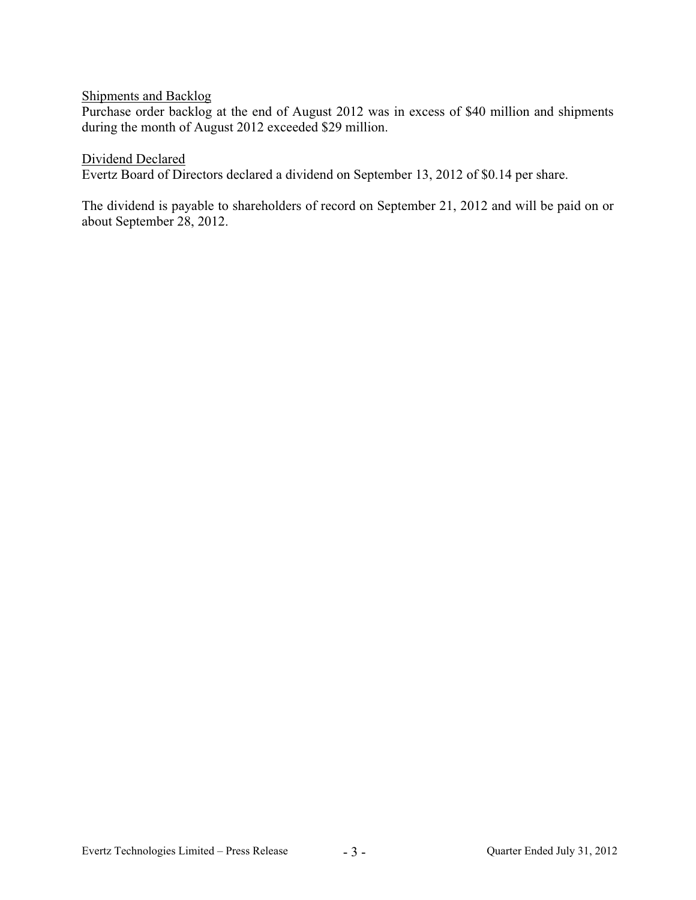<u>Shipments and Backlog</u>

Purchase order backlog at the end of August 2012 was in excess of $40 million and shipments during the month of August 2012 exceeded $29 million.

<u>Dividend Declared</u>

Evertz Board of Directors declared a dividend on September 13, 2012 of $0.14 per share.

The dividend is payable to shareholders of record on September 21, 2012 and will be paid on or about September 28, 2012.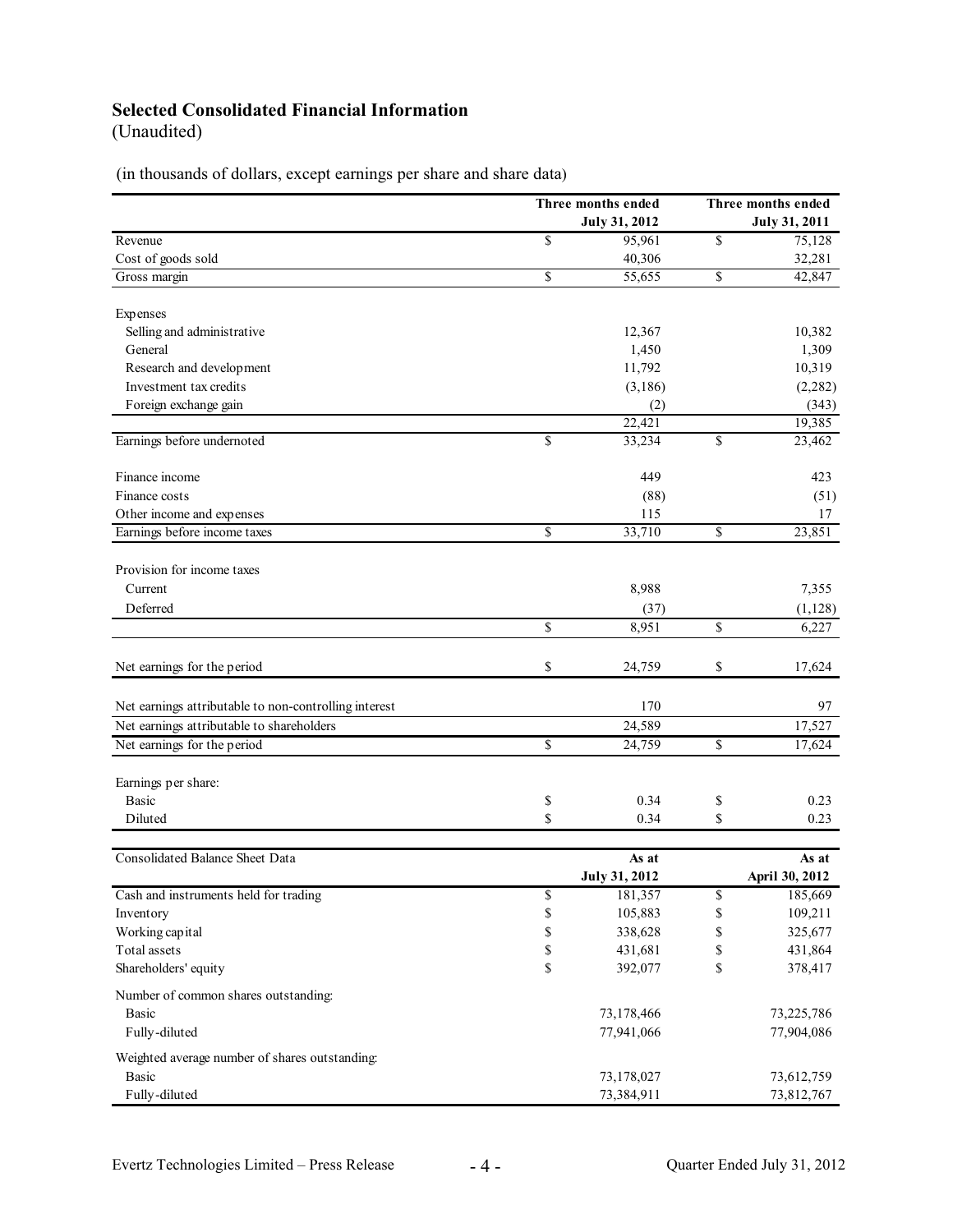# Selected Consolidated Financial Information

(Unaudited)

(in thousands of dollars, except earnings per share and share data)

| | Three months ended July 31, 2012 | Three months ended July 31, 2011 |
|---|---|---|
| Revenue | $ 95,961 | $ 75,128 |
| Cost of goods sold | 40,306 | 32,281 |
| Gross margin | $ 55,655 | $ 42,847 |
| | | |
| Expenses | | |
| Selling and administrative | 12,367 | 10,382 |
| General | 1,450 | 1,309 |
| Research and development | 11,792 | 10,319 |
| Investment tax credits | (3,186) | (2,282) |
| Foreign exchange gain | (2) | (343) |
| | 22,421 | 19,385 |
| Earnings before undernoted | $ 33,234 | $ 23,462 |
| | | |
| Finance income | 449 | 423 |
| Finance costs | (88) | (51) |
| Other income and expenses | 115 | 17 |
| Earnings before income taxes | $ 33,710 | $ 23,851 |
| | | |
| Provision for income taxes | | |
| Current | 8,988 | 7,355 |
| Deferred | (37) | (1,128) |
| | $ 8,951 | $ 6,227 |
| | | |
| Net earnings for the period | $ 24,759 | $ 17,624 |
| | | |
| Net earnings attributable to non-controlling interest | 170 | 97 |
| Net earnings attributable to shareholders | 24,589 | 17,527 |
| Net earnings for the period | $ 24,759 | $ 17,624 |
| | | |
| Earnings per share: | | |
| Basic | $ 0.34 | $ 0.23 |
| Diluted | $ 0.34 | $ 0.23 |

| Consolidated Balance Sheet Data | As at July 31, 2012 | As at April 30, 2012 |
|---|---|---|
| Cash and instruments held for trading | $ 181,357 | $ 185,669 |
| Inventory | $ 105,883 | $ 109,211 |
| Working capital | $ 338,628 | $ 325,677 |
| Total assets | $ 431,681 | $ 431,864 |
| Shareholders' equity | $ 392,077 | $ 378,417 |
| Number of common shares outstanding: | | |
| Basic | 73,178,466 | 73,225,786 |
| Fully-diluted | 77,941,066 | 77,904,086 |
| Weighted average number of shares outstanding: | | |
| Basic | 73,178,027 | 73,612,759 |
| Fully-diluted | 73,384,911 | 73,812,767 |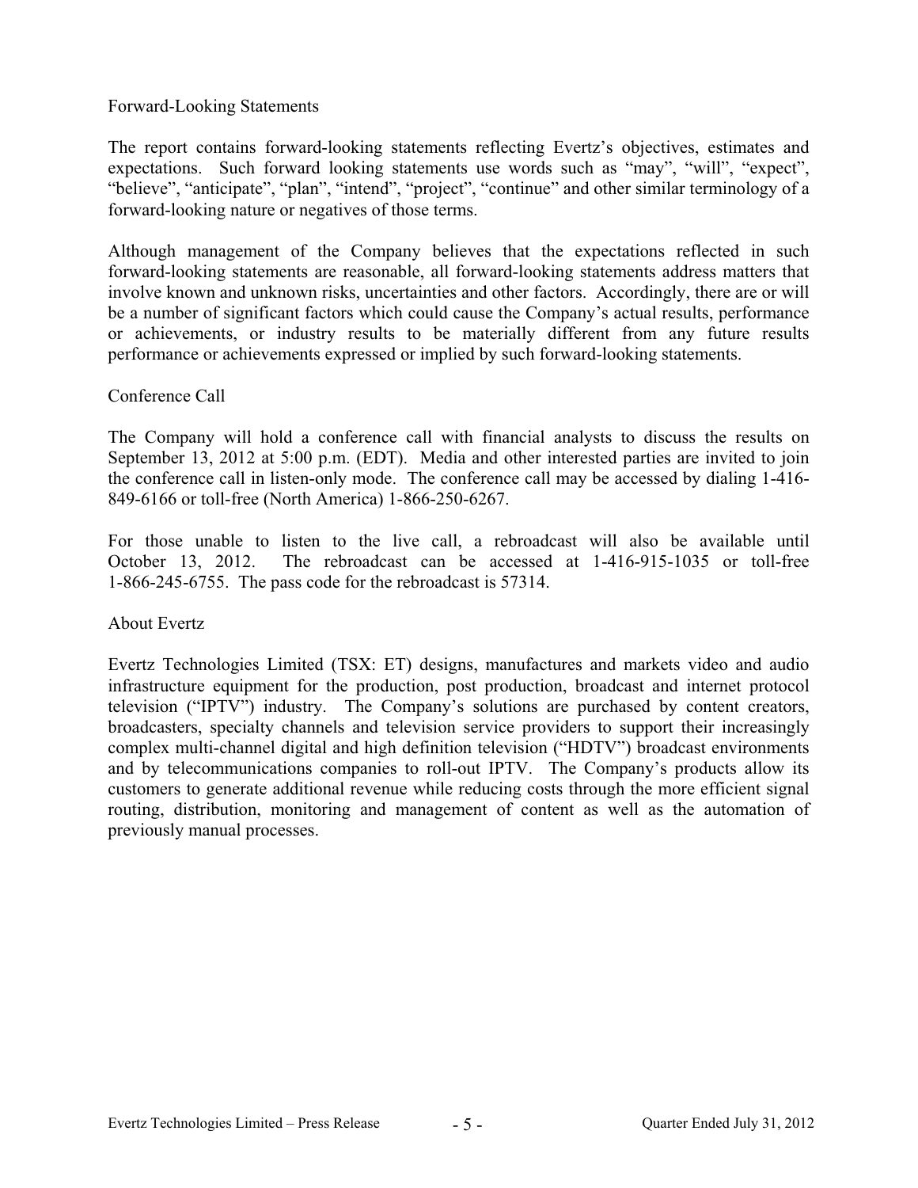## Forward-Looking Statements

The report contains forward-looking statements reflecting Evertz's objectives, estimates and expectations. Such forward looking statements use words such as "may", "will", "expect", "believe", "anticipate", "plan", "intend", "project", "continue" and other similar terminology of a forward-looking nature or negatives of those terms.

Although management of the Company believes that the expectations reflected in such forward-looking statements are reasonable, all forward-looking statements address matters that involve known and unknown risks, uncertainties and other factors. Accordingly, there are or will be a number of significant factors which could cause the Company's actual results, performance or achievements, or industry results to be materially different from any future results performance or achievements expressed or implied by such forward-looking statements.

## Conference Call

The Company will hold a conference call with financial analysts to discuss the results on September 13, 2012 at 5:00 p.m. (EDT). Media and other interested parties are invited to join the conference call in listen-only mode. The conference call may be accessed by dialing 1-416-849-6166 or toll-free (North America) 1-866-250-6267.

For those unable to listen to the live call, a rebroadcast will also be available until October 13, 2012. The rebroadcast can be accessed at 1-416-915-1035 or toll-free 1-866-245-6755. The pass code for the rebroadcast is 57314.

## About Evertz

Evertz Technologies Limited (TSX: ET) designs, manufactures and markets video and audio infrastructure equipment for the production, post production, broadcast and internet protocol television ("IPTV") industry. The Company's solutions are purchased by content creators, broadcasters, specialty channels and television service providers to support their increasingly complex multi-channel digital and high definition television ("HDTV") broadcast environments and by telecommunications companies to roll-out IPTV. The Company's products allow its customers to generate additional revenue while reducing costs through the more efficient signal routing, distribution, monitoring and management of content as well as the automation of previously manual processes.